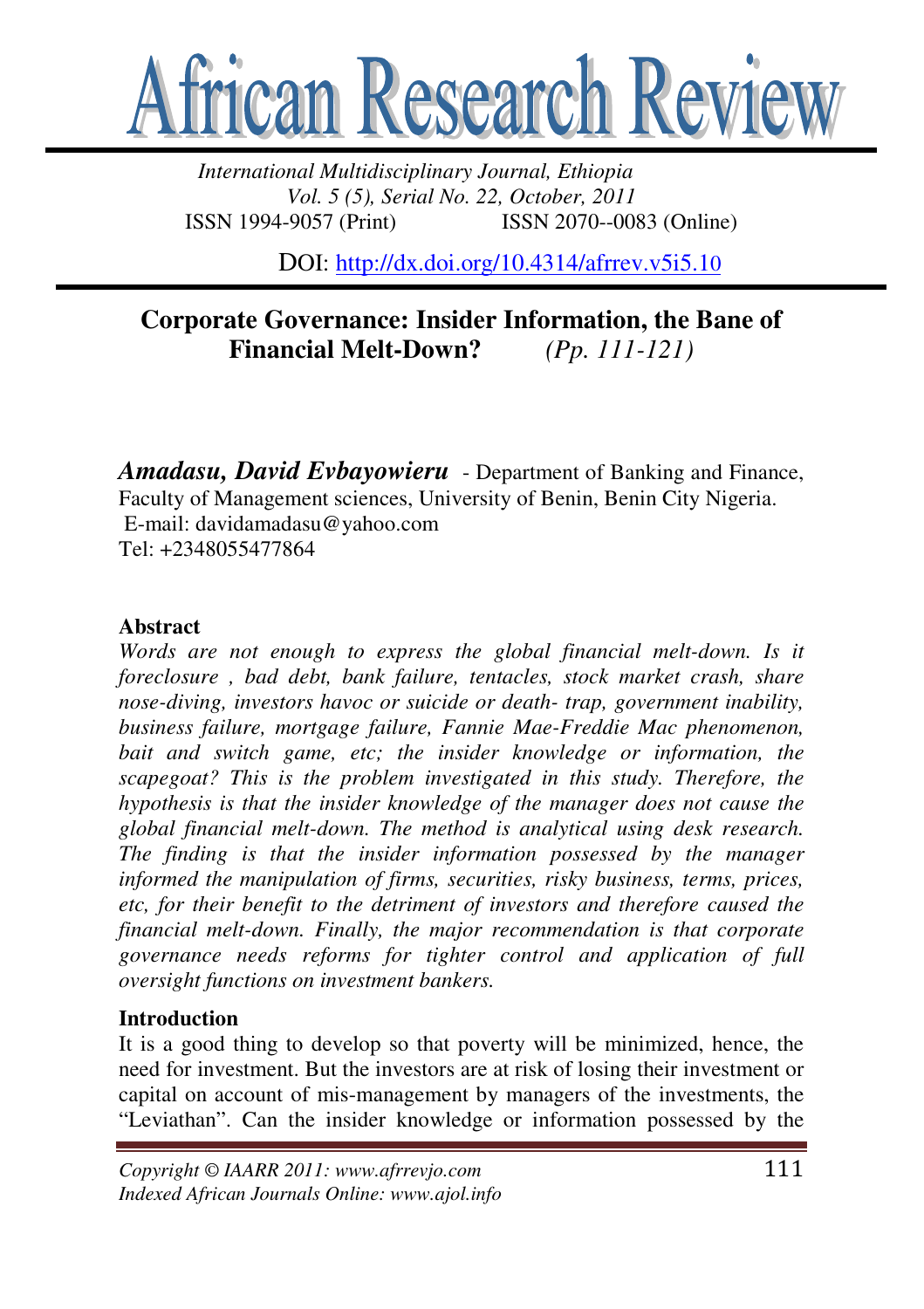# African Research Review

*International Multidisciplinary Journal, Ethiopia*
*Vol. 5 (5), Serial No. 22, October, 2011*
ISSN 1994-9057 (Print) ISSN 2070--0083 (Online)

DOI: http://dx.doi.org/10.4314/afrrev.v5i5.10

## Corporate Governance: Insider Information, the Bane of Financial Melt-Down? *(Pp. 111-121)*

***Amadasu, David Evbayowieru*** - Department of Banking and Finance, Faculty of Management sciences, University of Benin, Benin City Nigeria.
E-mail: davidamadasu@yahoo.com
Tel: +2348055477864

### Abstract

*Words are not enough to express the global financial melt-down. Is it foreclosure , bad debt, bank failure, tentacles, stock market crash, share nose-diving, investors havoc or suicide or death- trap, government inability, business failure, mortgage failure, Fannie Mae-Freddie Mac phenomenon, bait and switch game, etc; the insider knowledge or information, the scapegoat? This is the problem investigated in this study. Therefore, the hypothesis is that the insider knowledge of the manager does not cause the global financial melt-down. The method is analytical using desk research. The finding is that the insider information possessed by the manager informed the manipulation of firms, securities, risky business, terms, prices, etc, for their benefit to the detriment of investors and therefore caused the financial melt-down. Finally, the major recommendation is that corporate governance needs reforms for tighter control and application of full oversight functions on investment bankers.*

### Introduction

It is a good thing to develop so that poverty will be minimized, hence, the need for investment. But the investors are at risk of losing their investment or capital on account of mis-management by managers of the investments, the "Leviathan". Can the insider knowledge or information possessed by the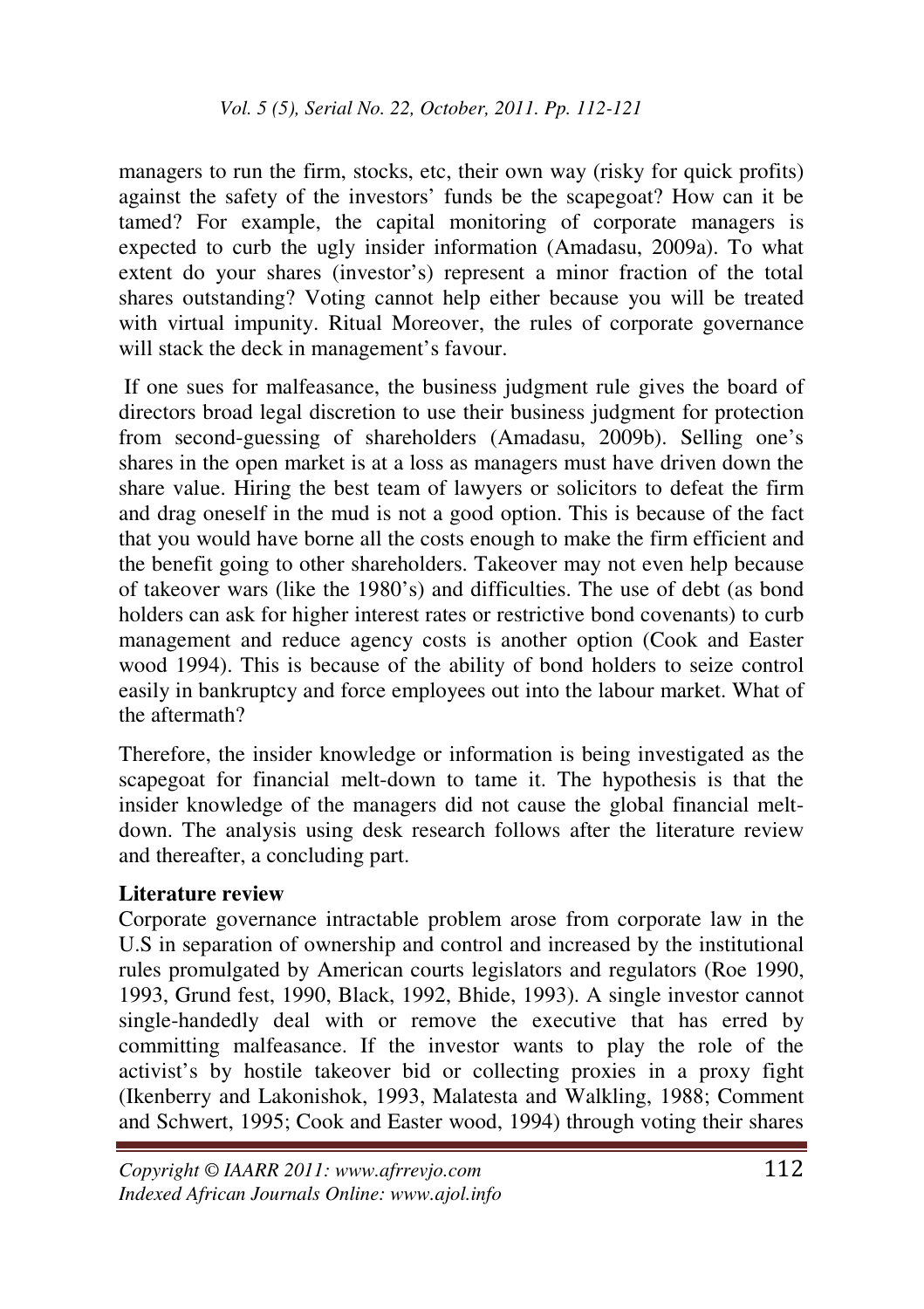managers to run the firm, stocks, etc, their own way (risky for quick profits) against the safety of the investors' funds be the scapegoat? How can it be tamed? For example, the capital monitoring of corporate managers is expected to curb the ugly insider information (Amadasu, 2009a). To what extent do your shares (investor's) represent a minor fraction of the total shares outstanding? Voting cannot help either because you will be treated with virtual impunity. Ritual Moreover, the rules of corporate governance will stack the deck in management's favour.

If one sues for malfeasance, the business judgment rule gives the board of directors broad legal discretion to use their business judgment for protection from second-guessing of shareholders (Amadasu, 2009b). Selling one's shares in the open market is at a loss as managers must have driven down the share value. Hiring the best team of lawyers or solicitors to defeat the firm and drag oneself in the mud is not a good option. This is because of the fact that you would have borne all the costs enough to make the firm efficient and the benefit going to other shareholders. Takeover may not even help because of takeover wars (like the 1980's) and difficulties. The use of debt (as bond holders can ask for higher interest rates or restrictive bond covenants) to curb management and reduce agency costs is another option (Cook and Easter wood 1994). This is because of the ability of bond holders to seize control easily in bankruptcy and force employees out into the labour market. What of the aftermath?

Therefore, the insider knowledge or information is being investigated as the scapegoat for financial melt-down to tame it. The hypothesis is that the insider knowledge of the managers did not cause the global financial melt-down. The analysis using desk research follows after the literature review and thereafter, a concluding part.

## Literature review

Corporate governance intractable problem arose from corporate law in the U.S in separation of ownership and control and increased by the institutional rules promulgated by American courts legislators and regulators (Roe 1990, 1993, Grund fest, 1990, Black, 1992, Bhide, 1993). A single investor cannot single-handedly deal with or remove the executive that has erred by committing malfeasance. If the investor wants to play the role of the activist's by hostile takeover bid or collecting proxies in a proxy fight (Ikenberry and Lakonishok, 1993, Malatesta and Walkling, 1988; Comment and Schwert, 1995; Cook and Easter wood, 1994) through voting their shares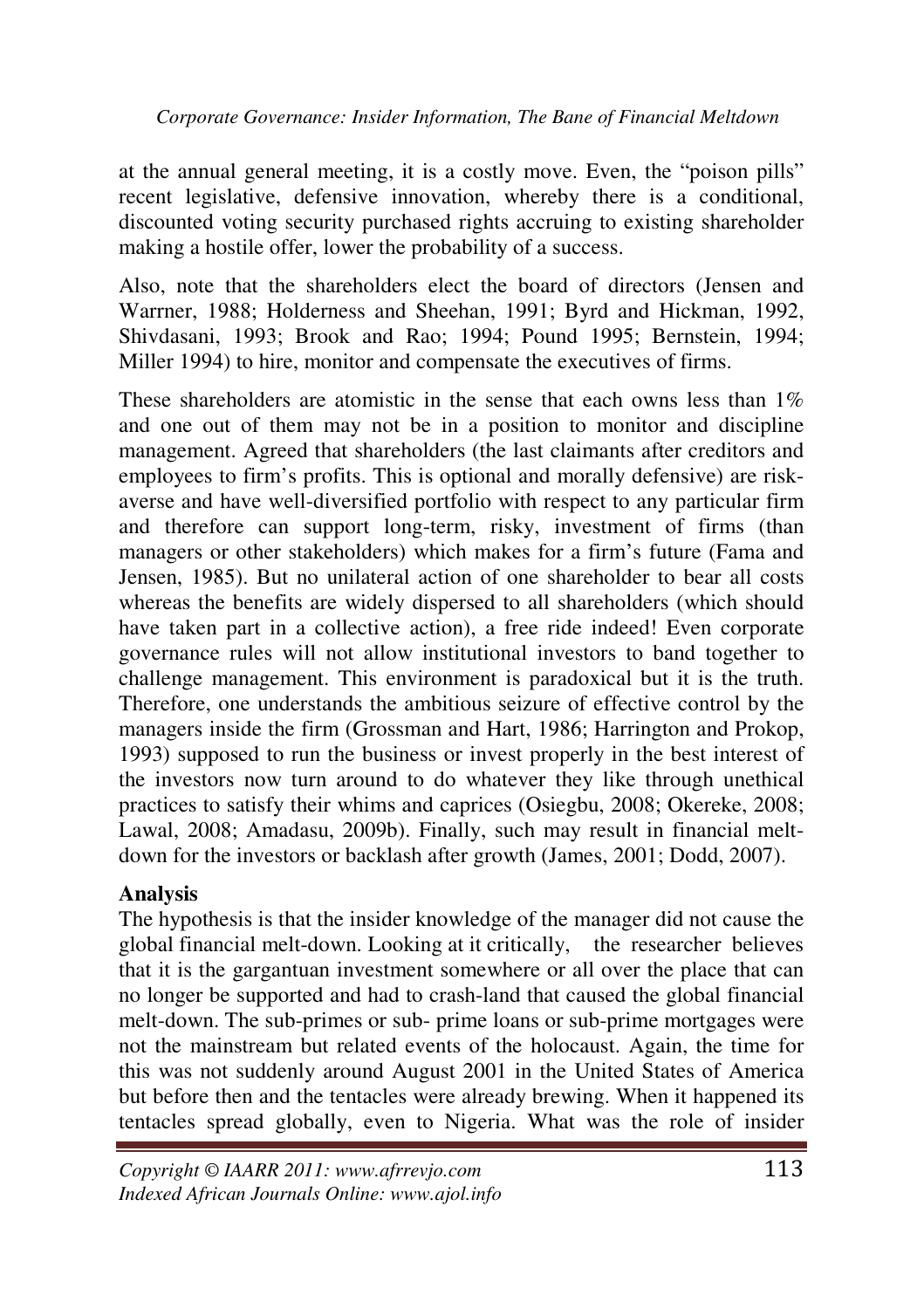at the annual general meeting, it is a costly move. Even, the "poison pills" recent legislative, defensive innovation, whereby there is a conditional, discounted voting security purchased rights accruing to existing shareholder making a hostile offer, lower the probability of a success.

Also, note that the shareholders elect the board of directors (Jensen and Warrner, 1988; Holderness and Sheehan, 1991; Byrd and Hickman, 1992, Shivdasani, 1993; Brook and Rao; 1994; Pound 1995; Bernstein, 1994; Miller 1994) to hire, monitor and compensate the executives of firms.

These shareholders are atomistic in the sense that each owns less than 1% and one out of them may not be in a position to monitor and discipline management. Agreed that shareholders (the last claimants after creditors and employees to firm's profits. This is optional and morally defensive) are risk-averse and have well-diversified portfolio with respect to any particular firm and therefore can support long-term, risky, investment of firms (than managers or other stakeholders) which makes for a firm's future (Fama and Jensen, 1985). But no unilateral action of one shareholder to bear all costs whereas the benefits are widely dispersed to all shareholders (which should have taken part in a collective action), a free ride indeed! Even corporate governance rules will not allow institutional investors to band together to challenge management. This environment is paradoxical but it is the truth. Therefore, one understands the ambitious seizure of effective control by the managers inside the firm (Grossman and Hart, 1986; Harrington and Prokop, 1993) supposed to run the business or invest properly in the best interest of the investors now turn around to do whatever they like through unethical practices to satisfy their whims and caprices (Osiegbu, 2008; Okereke, 2008; Lawal, 2008; Amadasu, 2009b). Finally, such may result in financial melt-down for the investors or backlash after growth (James, 2001; Dodd, 2007).

## Analysis

The hypothesis is that the insider knowledge of the manager did not cause the global financial melt-down. Looking at it critically, the researcher believes that it is the gargantuan investment somewhere or all over the place that can no longer be supported and had to crash-land that caused the global financial melt-down. The sub-primes or sub- prime loans or sub-prime mortgages were not the mainstream but related events of the holocaust. Again, the time for this was not suddenly around August 2001 in the United States of America but before then and the tentacles were already brewing. When it happened its tentacles spread globally, even to Nigeria. What was the role of insider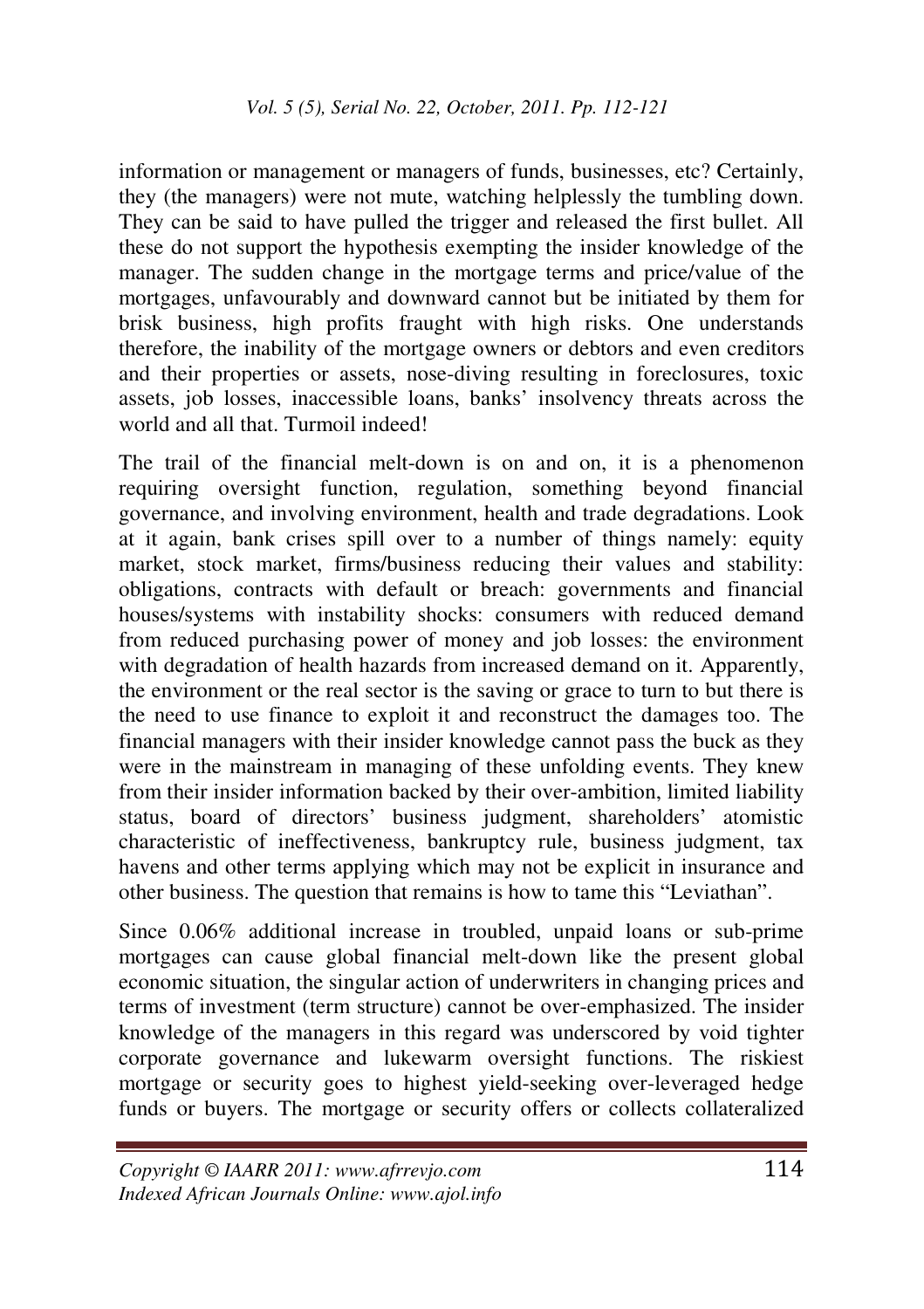information or management or managers of funds, businesses, etc? Certainly, they (the managers) were not mute, watching helplessly the tumbling down. They can be said to have pulled the trigger and released the first bullet. All these do not support the hypothesis exempting the insider knowledge of the manager. The sudden change in the mortgage terms and price/value of the mortgages, unfavourably and downward cannot but be initiated by them for brisk business, high profits fraught with high risks. One understands therefore, the inability of the mortgage owners or debtors and even creditors and their properties or assets, nose-diving resulting in foreclosures, toxic assets, job losses, inaccessible loans, banks' insolvency threats across the world and all that. Turmoil indeed!

The trail of the financial melt-down is on and on, it is a phenomenon requiring oversight function, regulation, something beyond financial governance, and involving environment, health and trade degradations. Look at it again, bank crises spill over to a number of things namely: equity market, stock market, firms/business reducing their values and stability: obligations, contracts with default or breach: governments and financial houses/systems with instability shocks: consumers with reduced demand from reduced purchasing power of money and job losses: the environment with degradation of health hazards from increased demand on it. Apparently, the environment or the real sector is the saving or grace to turn to but there is the need to use finance to exploit it and reconstruct the damages too. The financial managers with their insider knowledge cannot pass the buck as they were in the mainstream in managing of these unfolding events. They knew from their insider information backed by their over-ambition, limited liability status, board of directors' business judgment, shareholders' atomistic characteristic of ineffectiveness, bankruptcy rule, business judgment, tax havens and other terms applying which may not be explicit in insurance and other business. The question that remains is how to tame this "Leviathan".

Since 0.06% additional increase in troubled, unpaid loans or sub-prime mortgages can cause global financial melt-down like the present global economic situation, the singular action of underwriters in changing prices and terms of investment (term structure) cannot be over-emphasized. The insider knowledge of the managers in this regard was underscored by void tighter corporate governance and lukewarm oversight functions. The riskiest mortgage or security goes to highest yield-seeking over-leveraged hedge funds or buyers. The mortgage or security offers or collects collateralized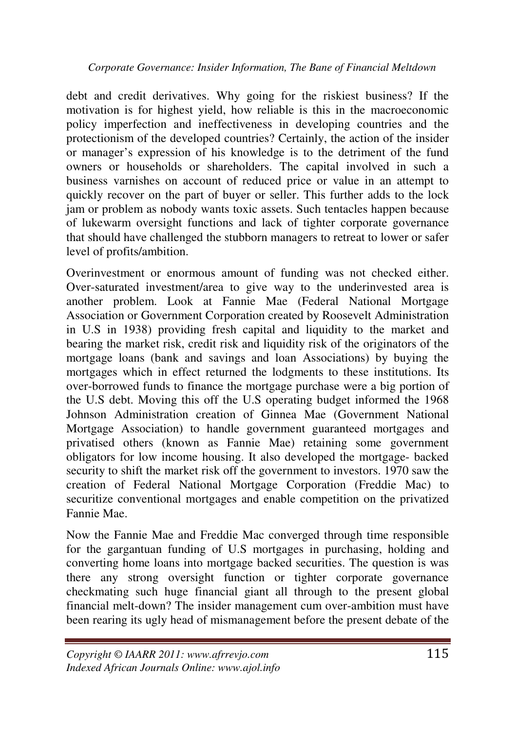debt and credit derivatives. Why going for the riskiest business? If the motivation is for highest yield, how reliable is this in the macroeconomic policy imperfection and ineffectiveness in developing countries and the protectionism of the developed countries? Certainly, the action of the insider or manager's expression of his knowledge is to the detriment of the fund owners or households or shareholders. The capital involved in such a business varnishes on account of reduced price or value in an attempt to quickly recover on the part of buyer or seller. This further adds to the lock jam or problem as nobody wants toxic assets. Such tentacles happen because of lukewarm oversight functions and lack of tighter corporate governance that should have challenged the stubborn managers to retreat to lower or safer level of profits/ambition.

Overinvestment or enormous amount of funding was not checked either. Over-saturated investment/area to give way to the underinvested area is another problem. Look at Fannie Mae (Federal National Mortgage Association or Government Corporation created by Roosevelt Administration in U.S in 1938) providing fresh capital and liquidity to the market and bearing the market risk, credit risk and liquidity risk of the originators of the mortgage loans (bank and savings and loan Associations) by buying the mortgages which in effect returned the lodgments to these institutions. Its over-borrowed funds to finance the mortgage purchase were a big portion of the U.S debt. Moving this off the U.S operating budget informed the 1968 Johnson Administration creation of Ginnea Mae (Government National Mortgage Association) to handle government guaranteed mortgages and privatised others (known as Fannie Mae) retaining some government obligators for low income housing. It also developed the mortgage- backed security to shift the market risk off the government to investors. 1970 saw the creation of Federal National Mortgage Corporation (Freddie Mac) to securitize conventional mortgages and enable competition on the privatized Fannie Mae.

Now the Fannie Mae and Freddie Mac converged through time responsible for the gargantuan funding of U.S mortgages in purchasing, holding and converting home loans into mortgage backed securities. The question is was there any strong oversight function or tighter corporate governance checkmating such huge financial giant all through to the present global financial melt-down? The insider management cum over-ambition must have been rearing its ugly head of mismanagement before the present debate of the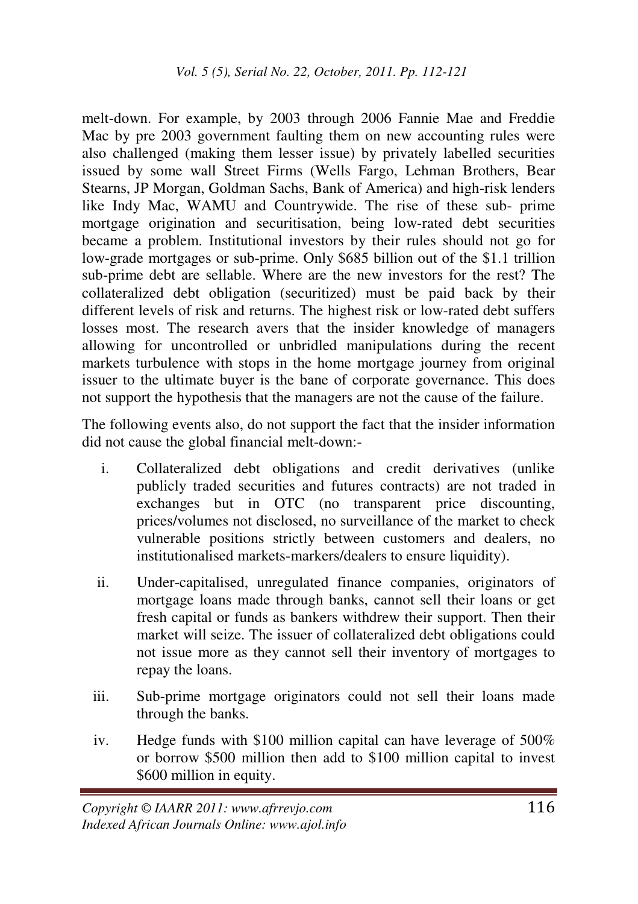melt-down. For example, by 2003 through 2006 Fannie Mae and Freddie Mac by pre 2003 government faulting them on new accounting rules were also challenged (making them lesser issue) by privately labelled securities issued by some wall Street Firms (Wells Fargo, Lehman Brothers, Bear Stearns, JP Morgan, Goldman Sachs, Bank of America) and high-risk lenders like Indy Mac, WAMU and Countrywide. The rise of these sub- prime mortgage origination and securitisation, being low-rated debt securities became a problem. Institutional investors by their rules should not go for low-grade mortgages or sub-prime. Only $685 billion out of the $1.1 trillion sub-prime debt are sellable. Where are the new investors for the rest? The collateralized debt obligation (securitized) must be paid back by their different levels of risk and returns. The highest risk or low-rated debt suffers losses most. The research avers that the insider knowledge of managers allowing for uncontrolled or unbridled manipulations during the recent markets turbulence with stops in the home mortgage journey from original issuer to the ultimate buyer is the bane of corporate governance. This does not support the hypothesis that the managers are not the cause of the failure.

The following events also, do not support the fact that the insider information did not cause the global financial melt-down:-

i. Collateralized debt obligations and credit derivatives (unlike publicly traded securities and futures contracts) are not traded in exchanges but in OTC (no transparent price discounting, prices/volumes not disclosed, no surveillance of the market to check vulnerable positions strictly between customers and dealers, no institutionalised markets-markers/dealers to ensure liquidity).

ii. Under-capitalised, unregulated finance companies, originators of mortgage loans made through banks, cannot sell their loans or get fresh capital or funds as bankers withdrew their support. Then their market will seize. The issuer of collateralized debt obligations could not issue more as they cannot sell their inventory of mortgages to repay the loans.

iii. Sub-prime mortgage originators could not sell their loans made through the banks.

iv. Hedge funds with $100 million capital can have leverage of 500% or borrow $500 million then add to $100 million capital to invest $600 million in equity.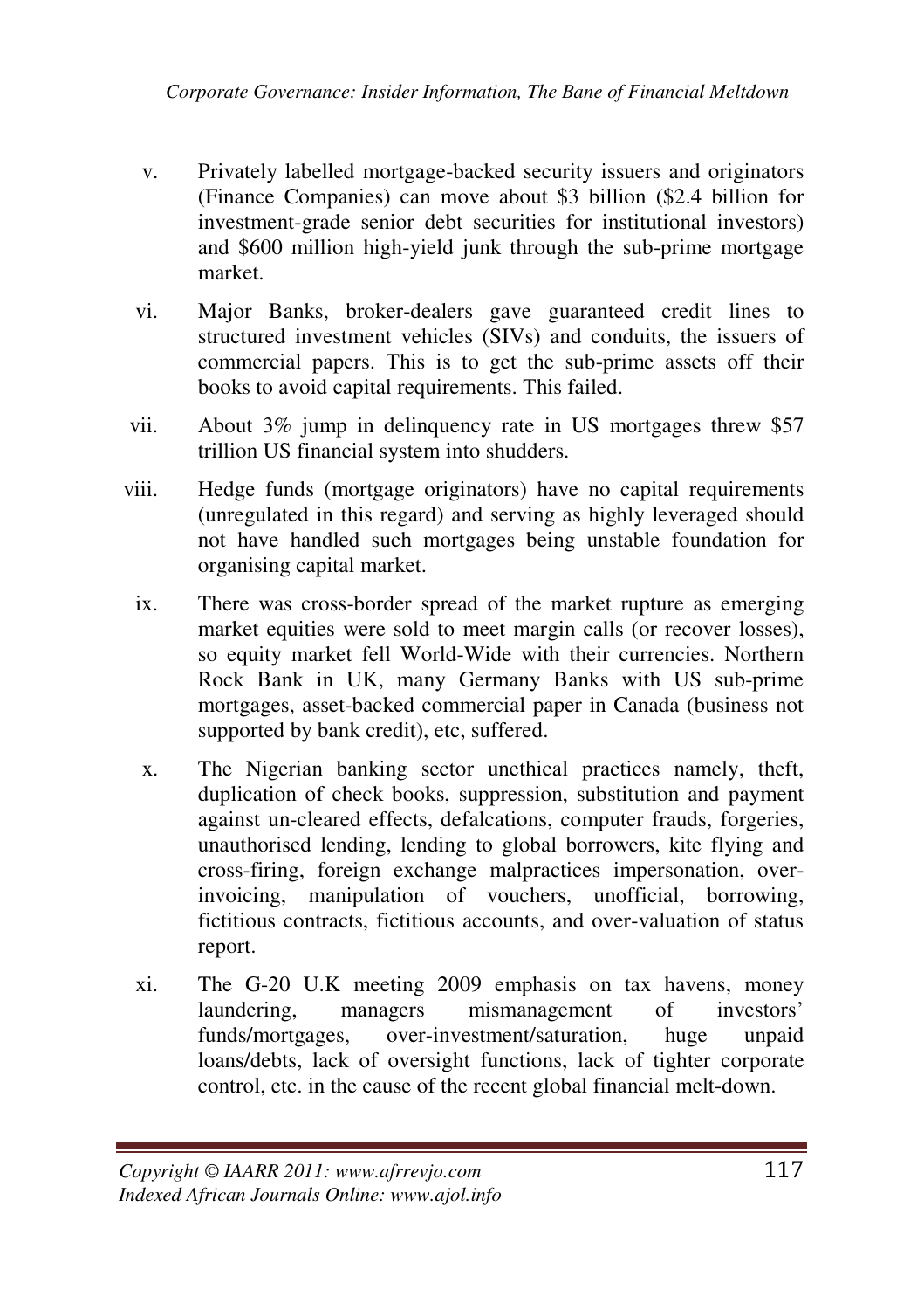v. Privately labelled mortgage-backed security issuers and originators (Finance Companies) can move about $3 billion ($2.4 billion for investment-grade senior debt securities for institutional investors) and $600 million high-yield junk through the sub-prime mortgage market.

vi. Major Banks, broker-dealers gave guaranteed credit lines to structured investment vehicles (SIVs) and conduits, the issuers of commercial papers. This is to get the sub-prime assets off their books to avoid capital requirements. This failed.

vii. About 3% jump in delinquency rate in US mortgages threw $57 trillion US financial system into shudders.

viii. Hedge funds (mortgage originators) have no capital requirements (unregulated in this regard) and serving as highly leveraged should not have handled such mortgages being unstable foundation for organising capital market.

ix. There was cross-border spread of the market rupture as emerging market equities were sold to meet margin calls (or recover losses), so equity market fell World-Wide with their currencies. Northern Rock Bank in UK, many Germany Banks with US sub-prime mortgages, asset-backed commercial paper in Canada (business not supported by bank credit), etc, suffered.

x. The Nigerian banking sector unethical practices namely, theft, duplication of check books, suppression, substitution and payment against un-cleared effects, defalcations, computer frauds, forgeries, unauthorised lending, lending to global borrowers, kite flying and cross-firing, foreign exchange malpractices impersonation, over-invoicing, manipulation of vouchers, unofficial, borrowing, fictitious contracts, fictitious accounts, and over-valuation of status report.

xi. The G-20 U.K meeting 2009 emphasis on tax havens, money laundering, managers mismanagement of investors' funds/mortgages, over-investment/saturation, huge unpaid loans/debts, lack of oversight functions, lack of tighter corporate control, etc. in the cause of the recent global financial melt-down.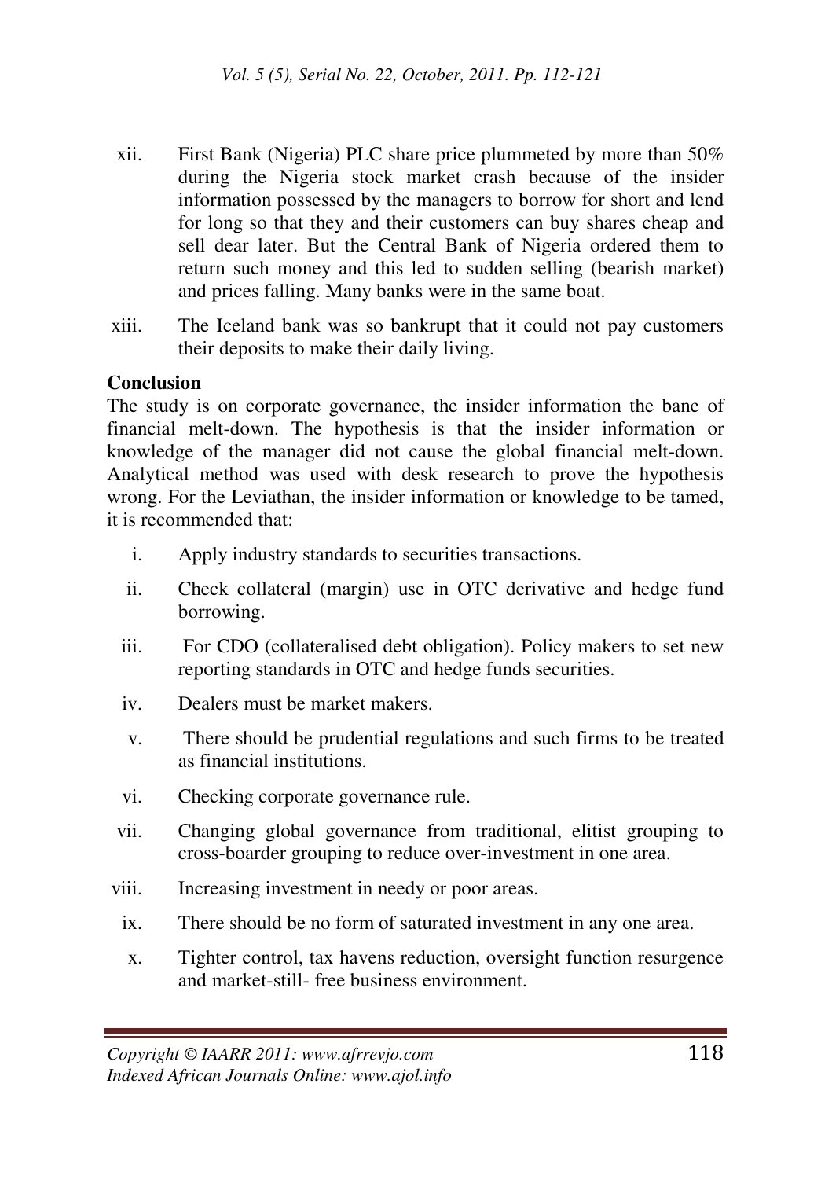xii. First Bank (Nigeria) PLC share price plummeted by more than 50% during the Nigeria stock market crash because of the insider information possessed by the managers to borrow for short and lend for long so that they and their customers can buy shares cheap and sell dear later. But the Central Bank of Nigeria ordered them to return such money and this led to sudden selling (bearish market) and prices falling. Many banks were in the same boat.

xiii. The Iceland bank was so bankrupt that it could not pay customers their deposits to make their daily living.

**Conclusion**

The study is on corporate governance, the insider information the bane of financial melt-down. The hypothesis is that the insider information or knowledge of the manager did not cause the global financial melt-down. Analytical method was used with desk research to prove the hypothesis wrong. For the Leviathan, the insider information or knowledge to be tamed, it is recommended that:

i. Apply industry standards to securities transactions.

ii. Check collateral (margin) use in OTC derivative and hedge fund borrowing.

iii. For CDO (collateralised debt obligation). Policy makers to set new reporting standards in OTC and hedge funds securities.

iv. Dealers must be market makers.

v. There should be prudential regulations and such firms to be treated as financial institutions.

vi. Checking corporate governance rule.

vii. Changing global governance from traditional, elitist grouping to cross-boarder grouping to reduce over-investment in one area.

viii. Increasing investment in needy or poor areas.

ix. There should be no form of saturated investment in any one area.

x. Tighter control, tax havens reduction, oversight function resurgence and market-still- free business environment.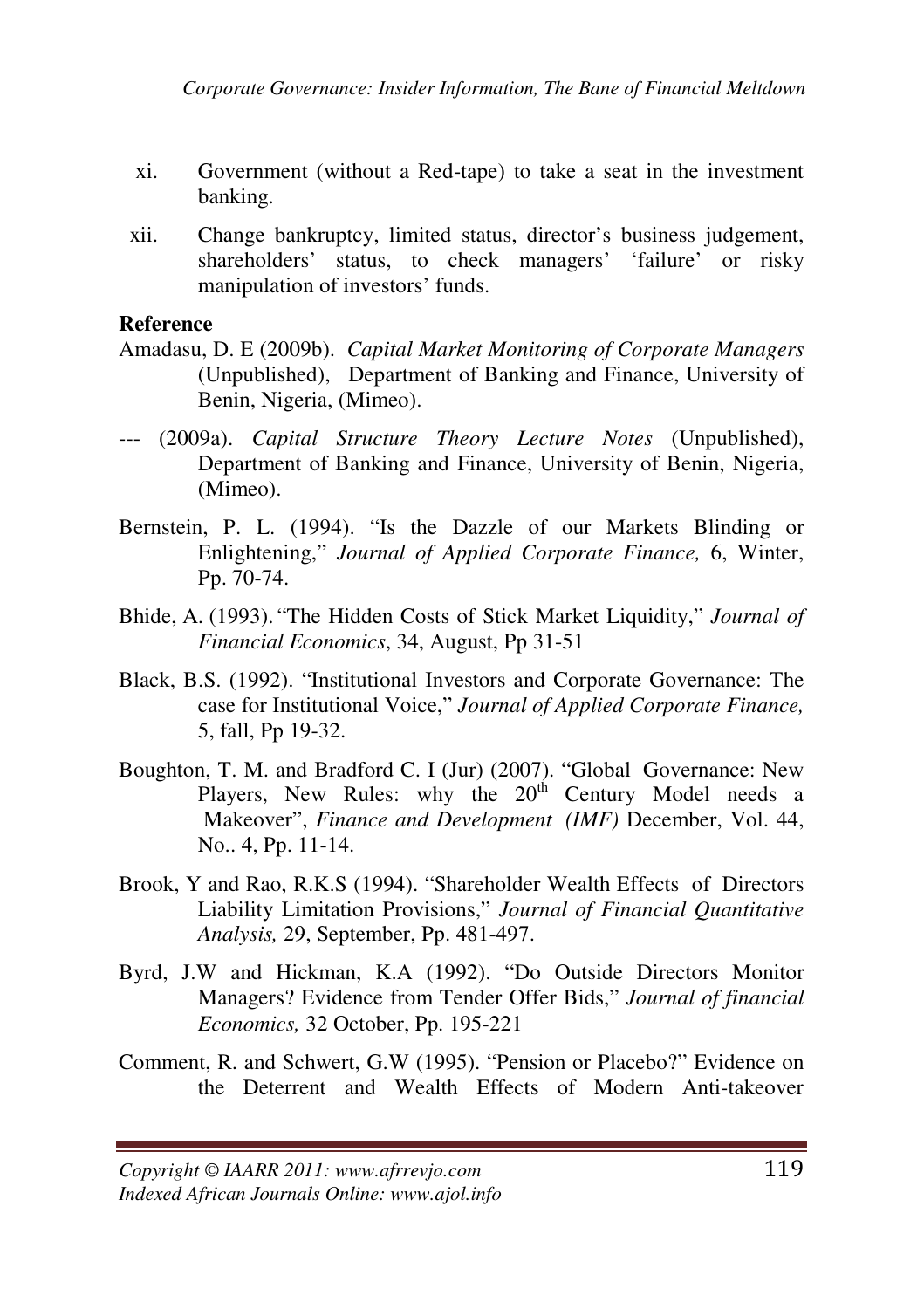xi. Government (without a Red-tape) to take a seat in the investment banking.

xii. Change bankruptcy, limited status, director's business judgement, shareholders' status, to check managers' 'failure' or risky manipulation of investors' funds.

**Reference**

Amadasu, D. E (2009b). *Capital Market Monitoring of Corporate Managers* (Unpublished), Department of Banking and Finance, University of Benin, Nigeria, (Mimeo).

--- (2009a). *Capital Structure Theory Lecture Notes* (Unpublished), Department of Banking and Finance, University of Benin, Nigeria, (Mimeo).

Bernstein, P. L. (1994). "Is the Dazzle of our Markets Blinding or Enlightening," *Journal of Applied Corporate Finance,* 6, Winter, Pp. 70-74.

Bhide, A. (1993). "The Hidden Costs of Stick Market Liquidity," *Journal of Financial Economics*, 34, August, Pp 31-51

Black, B.S. (1992). "Institutional Investors and Corporate Governance: The case for Institutional Voice," *Journal of Applied Corporate Finance,* 5, fall, Pp 19-32.

Boughton, T. M. and Bradford C. I (Jur) (2007). "Global Governance: New Players, New Rules: why the 20th Century Model needs a Makeover", *Finance and Development (IMF)* December, Vol. 44, No.. 4, Pp. 11-14.

Brook, Y and Rao, R.K.S (1994). "Shareholder Wealth Effects of Directors Liability Limitation Provisions," *Journal of Financial Quantitative Analysis,* 29, September, Pp. 481-497.

Byrd, J.W and Hickman, K.A (1992). "Do Outside Directors Monitor Managers? Evidence from Tender Offer Bids," *Journal of financial Economics,* 32 October, Pp. 195-221

Comment, R. and Schwert, G.W (1995). "Pension or Placebo?" Evidence on the Deterrent and Wealth Effects of Modern Anti-takeover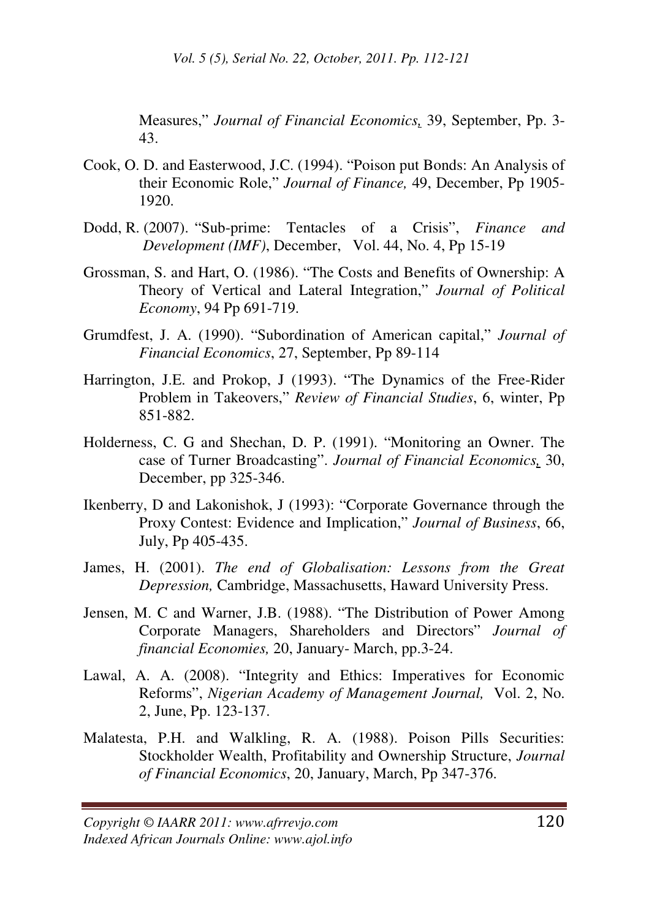Measures," *Journal of Financial Economics*, 39, September, Pp. 3-43.

Cook, O. D. and Easterwood, J.C. (1994). "Poison put Bonds: An Analysis of their Economic Role," *Journal of Finance,* 49, December, Pp 1905-1920.

Dodd, R. (2007). "Sub-prime: Tentacles of a Crisis", *Finance and Development (IMF)*, December, Vol. 44, No. 4, Pp 15-19

Grossman, S. and Hart, O. (1986). "The Costs and Benefits of Ownership: A Theory of Vertical and Lateral Integration," *Journal of Political Economy*, 94 Pp 691-719.

Grumdfest, J. A. (1990). "Subordination of American capital," *Journal of Financial Economics*, 27, September, Pp 89-114

Harrington, J.E. and Prokop, J (1993). "The Dynamics of the Free-Rider Problem in Takeovers," *Review of Financial Studies*, 6, winter, Pp 851-882.

Holderness, C. G and Shechan, D. P. (1991). "Monitoring an Owner. The case of Turner Broadcasting". *Journal of Financial Economics*, 30, December, pp 325-346.

Ikenberry, D and Lakonishok, J (1993): "Corporate Governance through the Proxy Contest: Evidence and Implication," *Journal of Business*, 66, July, Pp 405-435.

James, H. (2001). *The end of Globalisation: Lessons from the Great Depression,* Cambridge, Massachusetts, Haward University Press.

Jensen, M. C and Warner, J.B. (1988). "The Distribution of Power Among Corporate Managers, Shareholders and Directors" *Journal of financial Economies,* 20, January- March, pp.3-24.

Lawal, A. A. (2008). "Integrity and Ethics: Imperatives for Economic Reforms", *Nigerian Academy of Management Journal,* Vol. 2, No. 2, June, Pp. 123-137.

Malatesta, P.H. and Walkling, R. A. (1988). Poison Pills Securities: Stockholder Wealth, Profitability and Ownership Structure, *Journal of Financial Economics*, 20, January, March, Pp 347-376.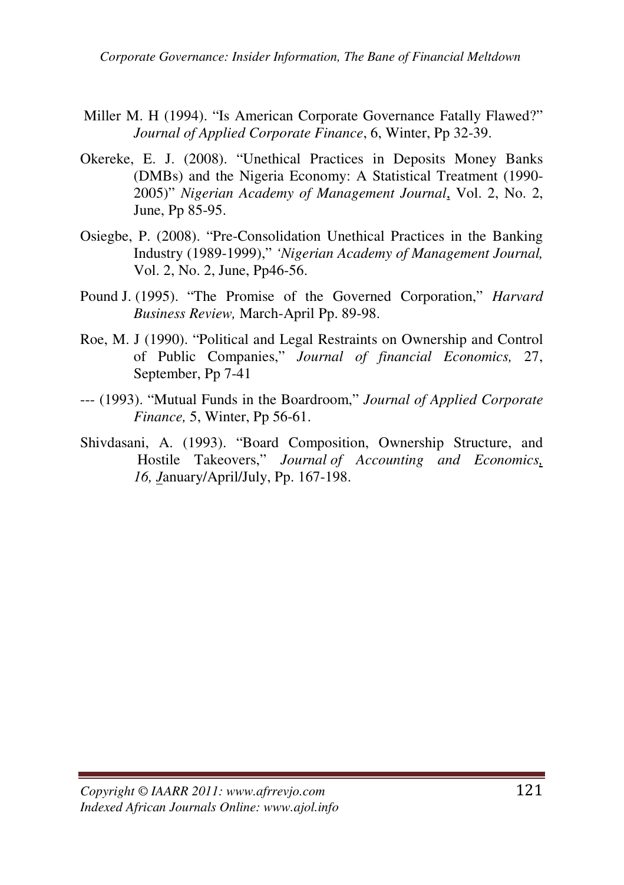Miller M. H (1994). "Is American Corporate Governance Fatally Flawed?" *Journal of Applied Corporate Finance*, 6, Winter, Pp 32-39.

Okereke, E. J. (2008). "Unethical Practices in Deposits Money Banks (DMBs) and the Nigeria Economy: A Statistical Treatment (1990-2005)" *Nigerian Academy of Management Journal*, Vol. 2, No. 2, June, Pp 85-95.

Osiegbe, P. (2008). "Pre-Consolidation Unethical Practices in the Banking Industry (1989-1999)," *'Nigerian Academy of Management Journal,* Vol. 2, No. 2, June, Pp46-56.

Pound J. (1995). "The Promise of the Governed Corporation," *Harvard Business Review,* March-April Pp. 89-98.

Roe, M. J (1990). "Political and Legal Restraints on Ownership and Control of Public Companies," *Journal of financial Economics,* 27, September, Pp 7-41

--- (1993). "Mutual Funds in the Boardroom," *Journal of Applied Corporate Finance,* 5, Winter, Pp 56-61.

Shivdasani, A. (1993). "Board Composition, Ownership Structure, and Hostile Takeovers," *Journal of Accounting and Economics, 16,* January/April/July, Pp. 167-198.